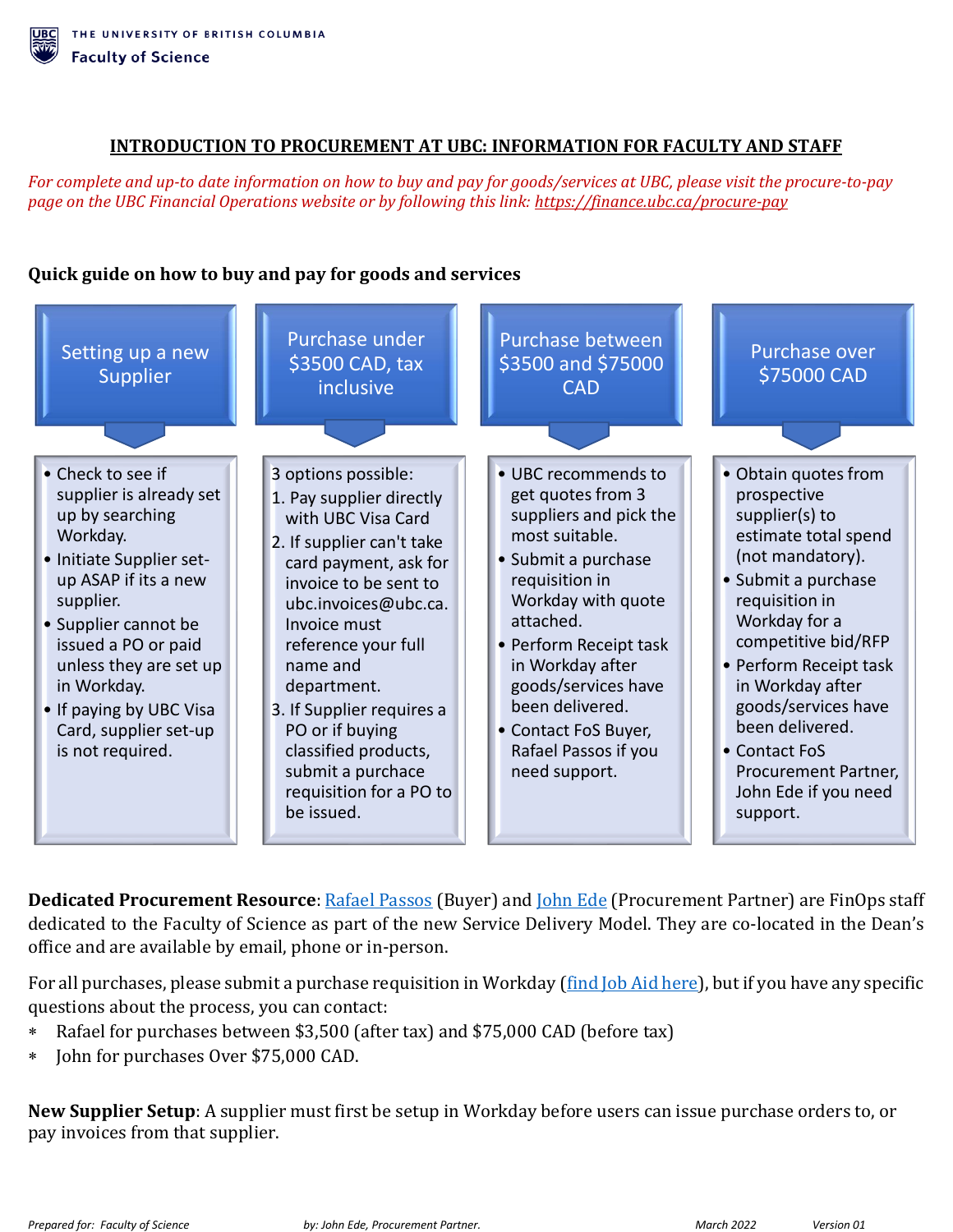THE UNIVERSITY OF BRITISH COLUMBIA
Faculty of Science

# INTRODUCTION TO PROCUREMENT AT UBC: INFORMATION FOR FACULTY AND STAFF

*For complete and up-to date information on how to buy and pay for goods/services at UBC, please visit the procure-to-pay page on the UBC Financial Operations website or by following this link: [https://finance.ubc.ca/procure-pay](https://finance.ubc.ca/procure-pay)*

## Quick guide on how to buy and pay for goods and services

### Setting up a new Supplier

- Check to see if supplier is already set up by searching Workday.
- Initiate Supplier set-up ASAP if its a new supplier.
- Supplier cannot be issued a PO or paid unless they are set up in Workday.
- If paying by UBC Visa Card, supplier set-up is not required.

### Purchase under $3500 CAD, tax inclusive

3 options possible:

1. Pay supplier directly with UBC Visa Card
2. If supplier can't take card payment, ask for invoice to be sent to ubc.invoices@ubc.ca. Invoice must reference your full name and department.
3. If Supplier requires a PO or if buying classified products, submit a purchase requisition for a PO to be issued.

### Purchase between $3500 and $75000 CAD

- UBC recommends to get quotes from 3 suppliers and pick the most suitable.
- Submit a purchase requisition in Workday with quote attached.
- Perform Receipt task in Workday after goods/services have been delivered.
- Contact FoS Buyer, Rafael Passos if you need support.

### Purchase over $75000 CAD

- Obtain quotes from prospective supplier(s) to estimate total spend (not mandatory).
- Submit a purchase requisition in Workday for a competitive bid/RFP
- Perform Receipt task in Workday after goods/services have been delivered.
- Contact FoS Procurement Partner, John Ede if you need support.

**Dedicated Procurement Resource**: Rafael Passos (Buyer) and John Ede (Procurement Partner) are FinOps staff dedicated to the Faculty of Science as part of the new Service Delivery Model. They are co-located in the Dean's office and are available by email, phone or in-person.

For all purchases, please submit a purchase requisition in Workday (find Job Aid here), but if you have any specific questions about the process, you can contact:

- Rafael for purchases between $3,500 (after tax) and $75,000 CAD (before tax)
- John for purchases Over $75,000 CAD.

**New Supplier Setup**: A supplier must first be setup in Workday before users can issue purchase orders to, or pay invoices from that supplier.

*Prepared for: Faculty of Science* *by: John Ede, Procurement Partner.* *March 2022* *Version 01*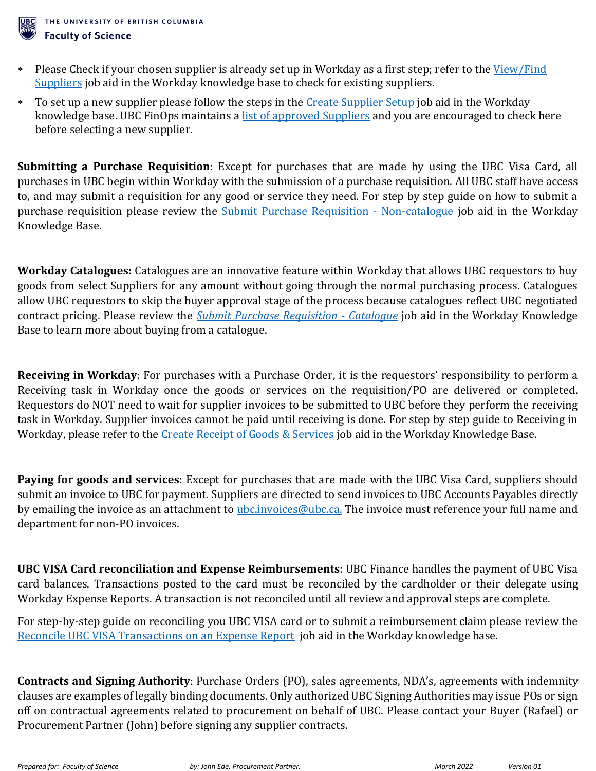* Please Check if your chosen supplier is already set up in Workday as a first step; refer to the View/Find Suppliers job aid in the Workday knowledge base to check for existing suppliers.
* To set up a new supplier please follow the steps in the Create Supplier Setup job aid in the Workday knowledge base. UBC FinOps maintains a list of approved Suppliers and you are encouraged to check here before selecting a new supplier.

**Submitting a Purchase Requisition**: Except for purchases that are made by using the UBC Visa Card, all purchases in UBC begin within Workday with the submission of a purchase requisition. All UBC staff have access to, and may submit a requisition for any good or service they need. For step by step guide on how to submit a purchase requisition please review the Submit Purchase Requisition - Non-catalogue job aid in the Workday Knowledge Base.

**Workday Catalogues:** Catalogues are an innovative feature within Workday that allows UBC requestors to buy goods from select Suppliers for any amount without going through the normal purchasing process. Catalogues allow UBC requestors to skip the buyer approval stage of the process because catalogues reflect UBC negotiated contract pricing. Please review the *Submit Purchase Requisition - Catalogue* job aid in the Workday Knowledge Base to learn more about buying from a catalogue.

**Receiving in Workday**: For purchases with a Purchase Order, it is the requestors' responsibility to perform a Receiving task in Workday once the goods or services on the requisition/PO are delivered or completed. Requestors do NOT need to wait for supplier invoices to be submitted to UBC before they perform the receiving task in Workday. Supplier invoices cannot be paid until receiving is done. For step by step guide to Receiving in Workday, please refer to the Create Receipt of Goods & Services job aid in the Workday Knowledge Base.

**Paying for goods and services**: Except for purchases that are made with the UBC Visa Card, suppliers should submit an invoice to UBC for payment. Suppliers are directed to send invoices to UBC Accounts Payables directly by emailing the invoice as an attachment to ubc.invoices@ubc.ca. The invoice must reference your full name and department for non-PO invoices.

**UBC VISA Card reconciliation and Expense Reimbursements**: UBC Finance handles the payment of UBC Visa card balances. Transactions posted to the card must be reconciled by the cardholder or their delegate using Workday Expense Reports. A transaction is not reconciled until all review and approval steps are complete.

For step-by-step guide on reconciling you UBC VISA card or to submit a reimbursement claim please review the Reconcile UBC VISA Transactions on an Expense Report job aid in the Workday knowledge base.

**Contracts and Signing Authority**: Purchase Orders (PO), sales agreements, NDA's, agreements with indemnity clauses are examples of legally binding documents. Only authorized UBC Signing Authorities may issue POs or sign off on contractual agreements related to procurement on behalf of UBC. Please contact your Buyer (Rafael) or Procurement Partner (John) before signing any supplier contracts.

*Prepared for: Faculty of Science* *by: John Ede, Procurement Partner.* *March 2022* *Version 01*